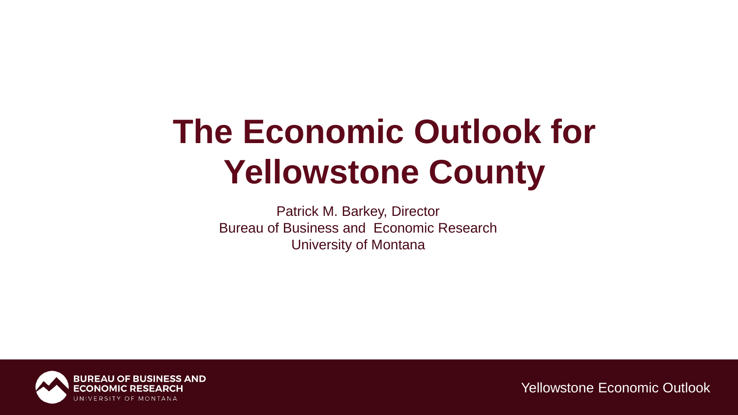# The Economic Outlook for Yellowstone County

Patrick M. Barkey, Director
Bureau of Business and Economic Research
University of Montana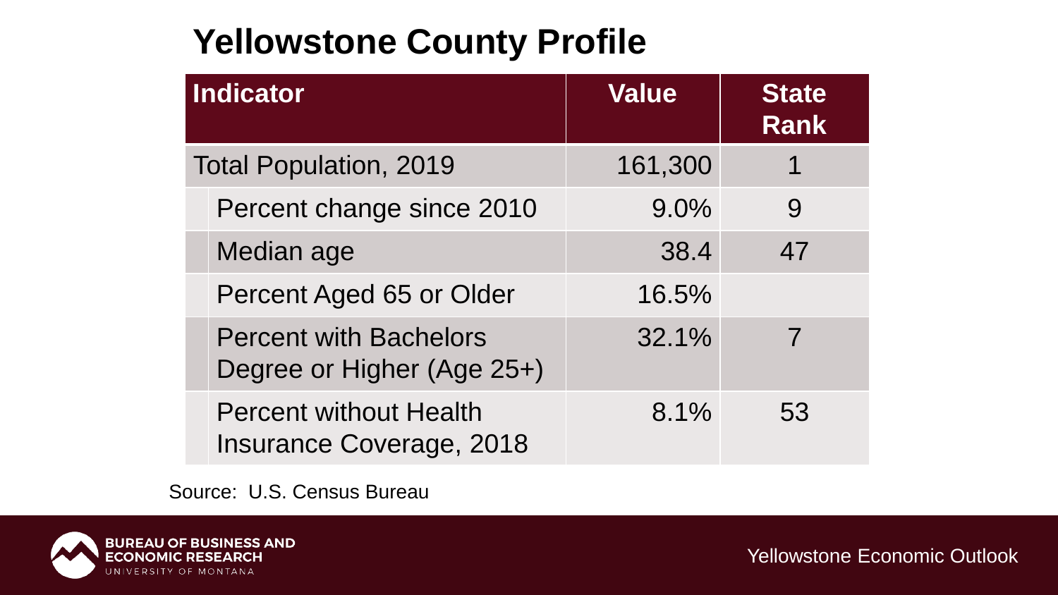# Yellowstone County Profile

| Indicator | Value | State Rank |
|---|---|---|
| Total Population, 2019 | 161,300 | 1 |
| Percent change since 2010 | 9.0% | 9 |
| Median age | 38.4 | 47 |
| Percent Aged 65 or Older | 16.5% | |
| Percent with Bachelors Degree or Higher (Age 25+) | 32.1% | 7 |
| Percent without Health Insurance Coverage, 2018 | 8.1% | 53 |

Source: U.S. Census Bureau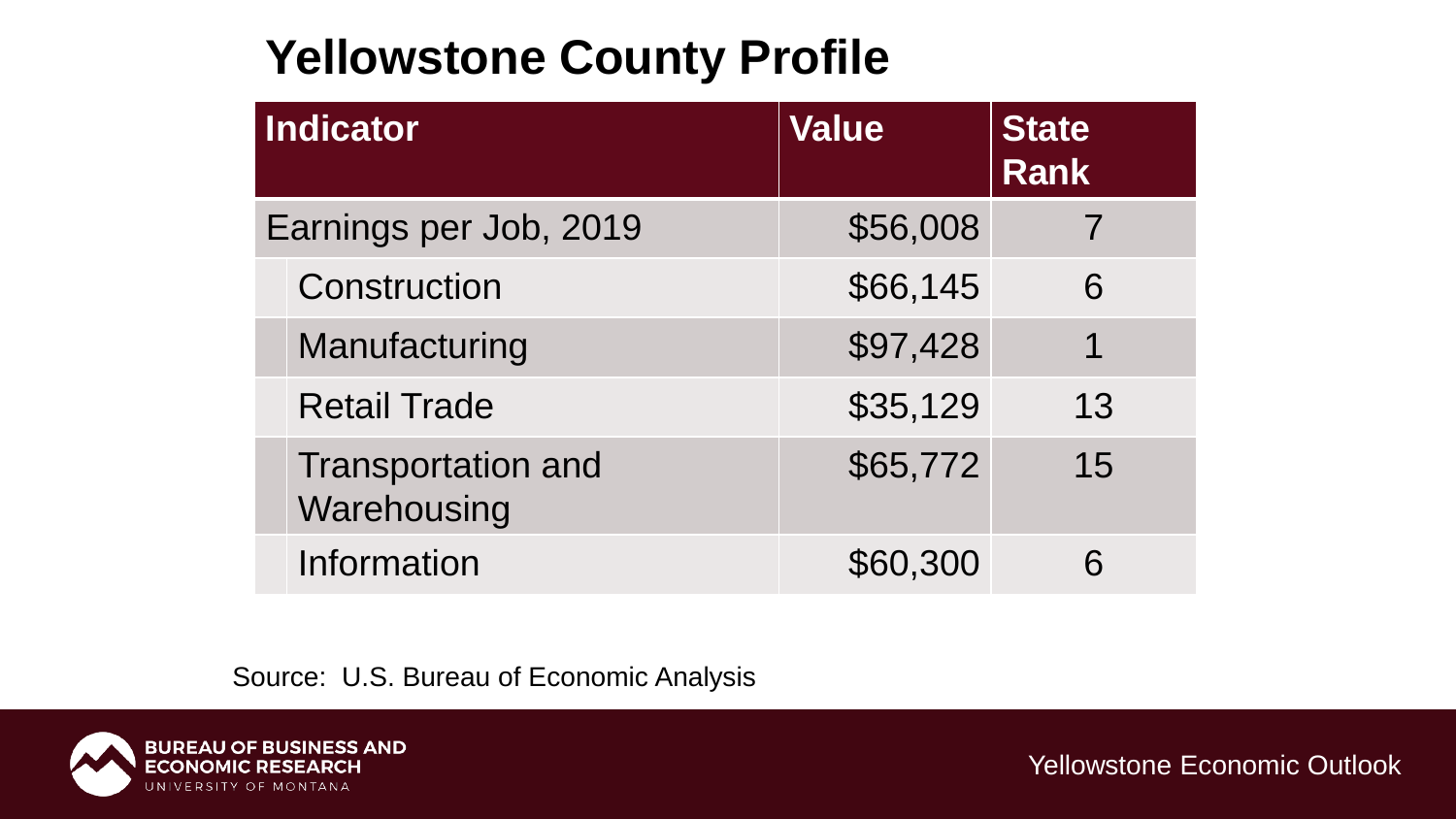# Yellowstone County Profile

| Indicator | Value | State Rank |
|---|---|---|
| Earnings per Job, 2019 | $56,008 | 7 |
| Construction | $66,145 | 6 |
| Manufacturing | $97,428 | 1 |
| Retail Trade | $35,129 | 13 |
| Transportation and Warehousing | $65,772 | 15 |
| Information | $60,300 | 6 |

Source: U.S. Bureau of Economic Analysis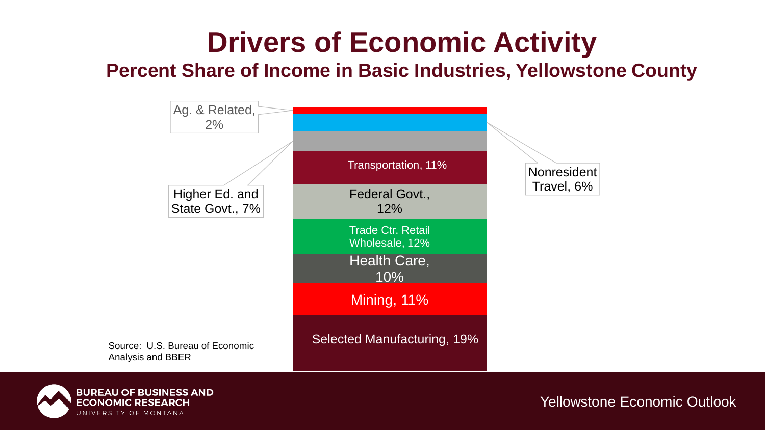# Drivers of Economic Activity

## Percent Share of Income in Basic Industries, Yellowstone County

Ag. & Related, 2%

Nonresident Travel, 6%

Higher Ed. and State Govt., 7%

Transportation, 11%

Federal Govt., 12%

Trade Ctr. Retail Wholesale, 12%

Health Care, 10%

Mining, 11%

Selected Manufacturing, 19%

Source: U.S. Bureau of Economic Analysis and BBER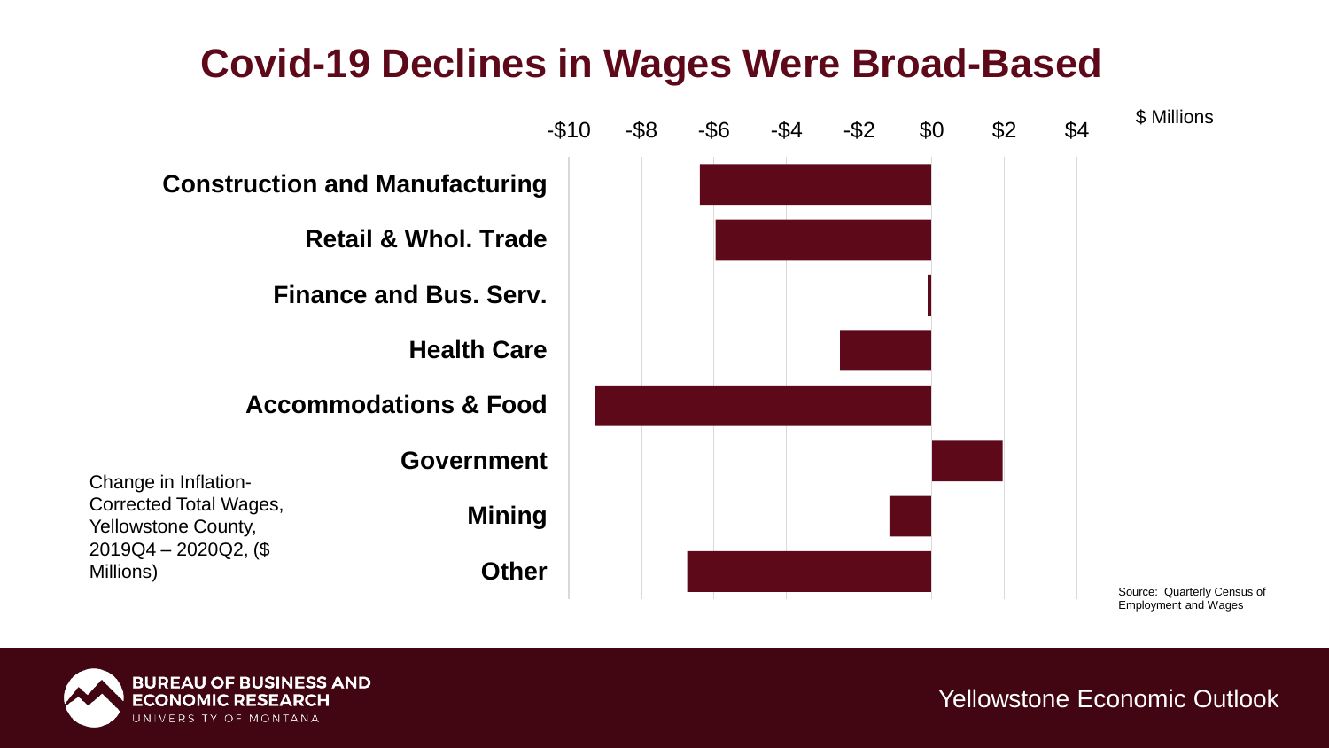# Covid-19 Declines in Wages Were Broad-Based

$ Millions

| Sector | Change |
| --- | --- |
| Construction and Manufacturing | |
| Retail & Whol. Trade | |
| Finance and Bus. Serv. | |
| Health Care | |
| Accommodations & Food | |
| Government | |
| Mining | |
| Other | |

Axis: -$10, -$8, -$6, -$4, -$2, $0, $2, $4

Change in Inflation-Corrected Total Wages, Yellowstone County, 2019Q4 – 2020Q2, ($ Millions)

Source: Quarterly Census of Employment and Wages

BUREAU OF BUSINESS AND ECONOMIC RESEARCH
UNIVERSITY OF MONTANA

Yellowstone Economic Outlook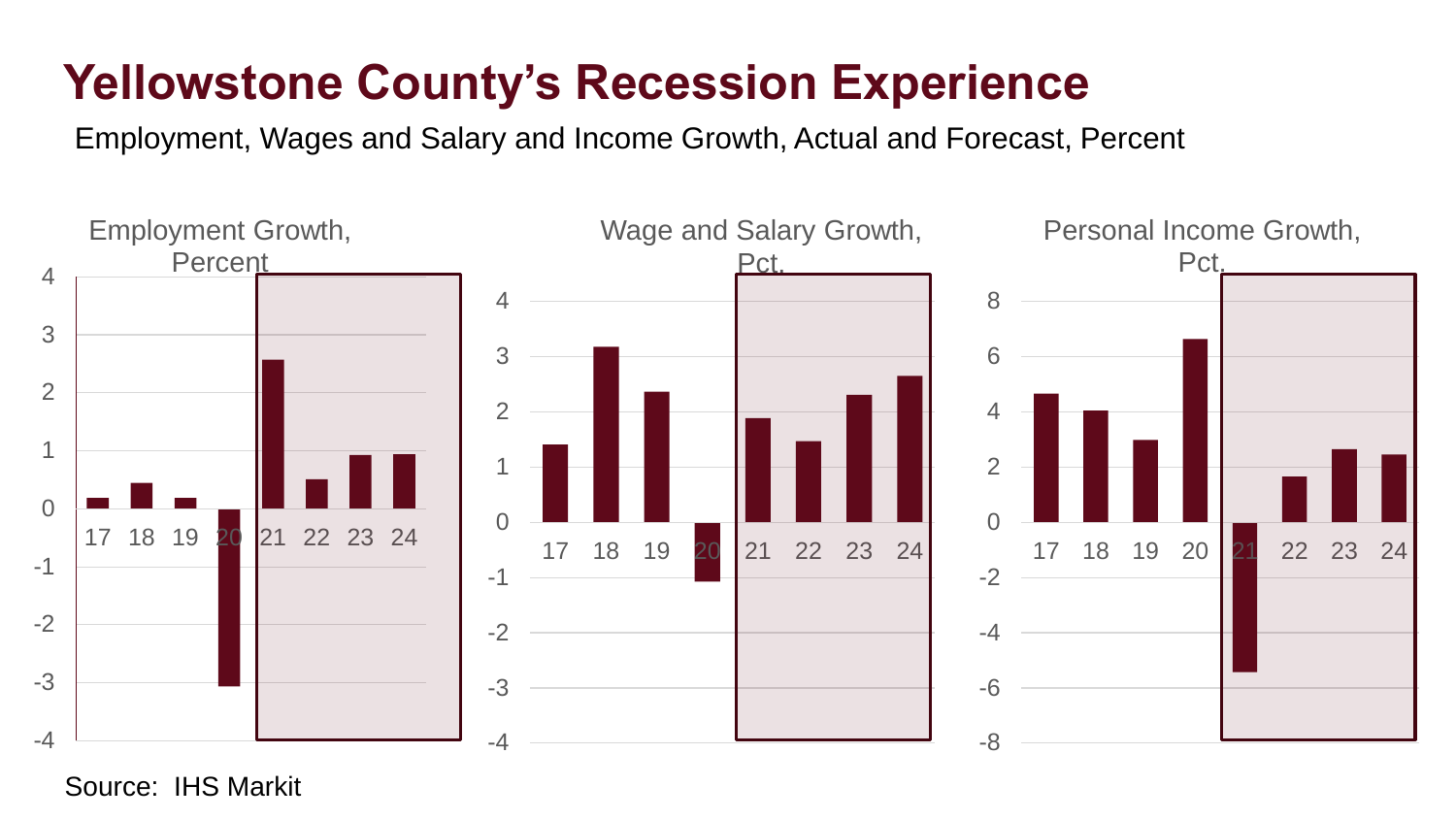# Yellowstone County's Recession Experience

Employment, Wages and Salary and Income Growth, Actual and Forecast, Percent

Employment Growth, Percent

Wage and Salary Growth, Pct.

Personal Income Growth, Pct.

Source: IHS Markit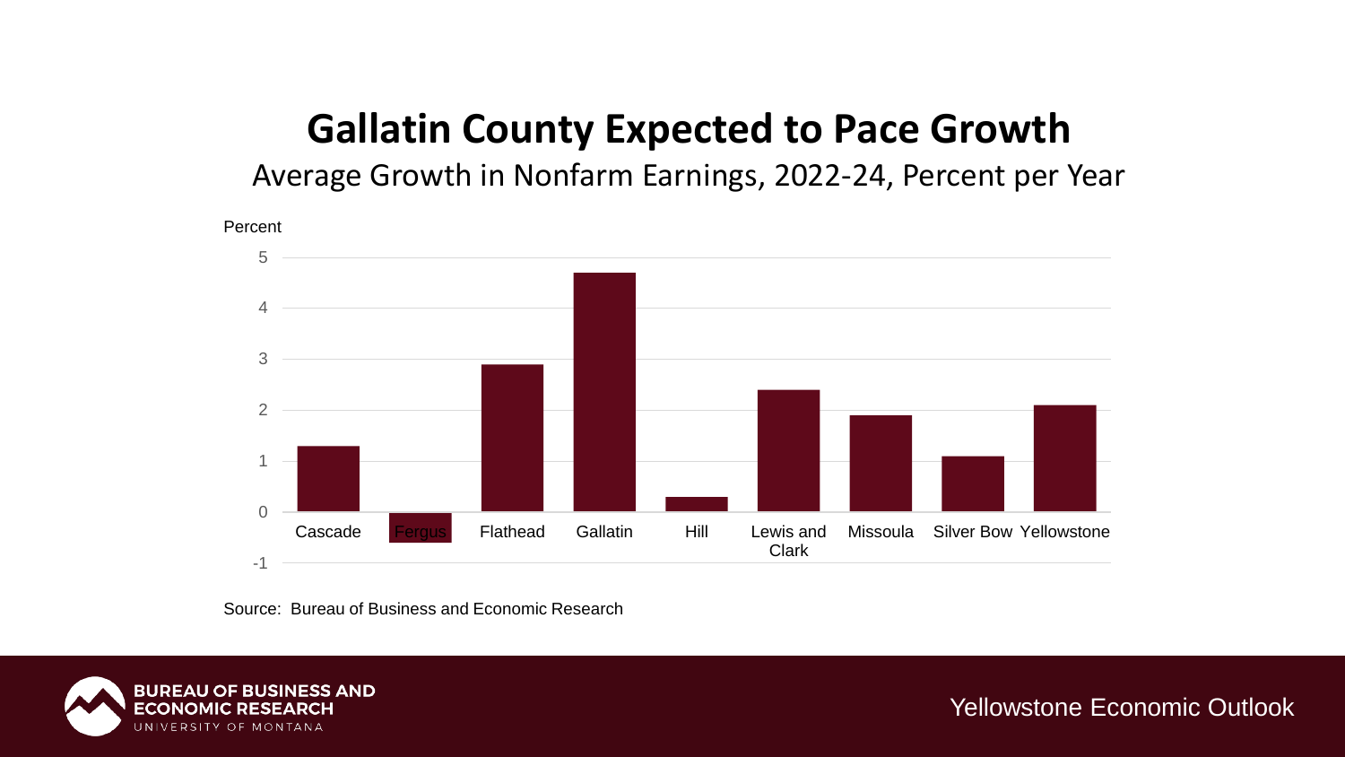# Gallatin County Expected to Pace Growth

Average Growth in Nonfarm Earnings, 2022-24, Percent per Year

Percent

5

4

3

2

1

0

-1

Cascade

Fergus

Flathead

Gallatin

Hill

Lewis and Clark

Missoula

Silver Bow

Yellowstone

Source: Bureau of Business and Economic Research

BUREAU OF BUSINESS AND ECONOMIC RESEARCH

UNIVERSITY OF MONTANA

Yellowstone Economic Outlook